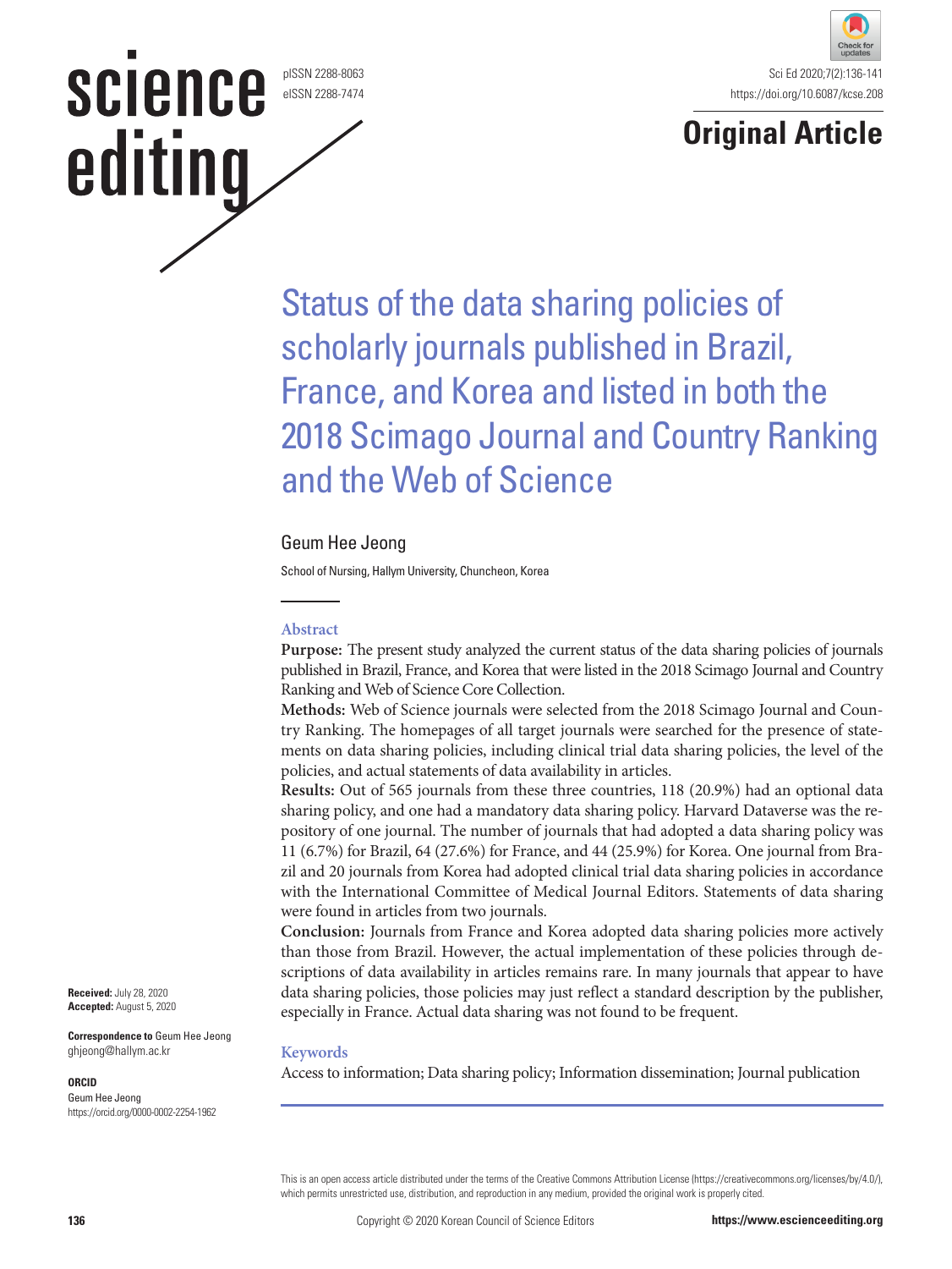Original Article

# Status of the data sharing policies of scholarly journals published in Brazil, France, and Korea and listed in both the 2018 Scimago Journal and Country Ranking and the Web of Science

Geum Hee Jeong

School of Nursing, Hallym University, Chuncheon, Korea

## Abstract

**Purpose:** The present study analyzed the current status of the data sharing policies of journals published in Brazil, France, and Korea that were listed in the 2018 Scimago Journal and Country Ranking and Web of Science Core Collection.

**Methods:** Web of Science journals were selected from the 2018 Scimago Journal and Country Ranking. The homepages of all target journals were searched for the presence of statements on data sharing policies, including clinical trial data sharing policies, the level of the policies, and actual statements of data availability in articles.

**Results:** Out of 565 journals from these three countries, 118 (20.9%) had an optional data sharing policy, and one had a mandatory data sharing policy. Harvard Dataverse was the repository of one journal. The number of journals that had adopted a data sharing policy was 11 (6.7%) for Brazil, 64 (27.6%) for France, and 44 (25.9%) for Korea. One journal from Brazil and 20 journals from Korea had adopted clinical trial data sharing policies in accordance with the International Committee of Medical Journal Editors. Statements of data sharing were found in articles from two journals.

**Conclusion:** Journals from France and Korea adopted data sharing policies more actively than those from Brazil. However, the actual implementation of these policies through descriptions of data availability in articles remains rare. In many journals that appear to have data sharing policies, those policies may just reflect a standard description by the publisher, especially in France. Actual data sharing was not found to be frequent.

## Keywords

Access to information; Data sharing policy; Information dissemination; Journal publication

**Received:** July 28, 2020
**Accepted:** August 5, 2020

**Correspondence to** Geum Hee Jeong
ghjeong@hallym.ac.kr

**ORCID**
Geum Hee Jeong
https://orcid.org/0000-0002-2254-1962

This is an open access article distributed under the terms of the Creative Commons Attribution License (https://creativecommons.org/licenses/by/4.0/), which permits unrestricted use, distribution, and reproduction in any medium, provided the original work is properly cited.

Copyright © 2020 Korean Council of Science Editors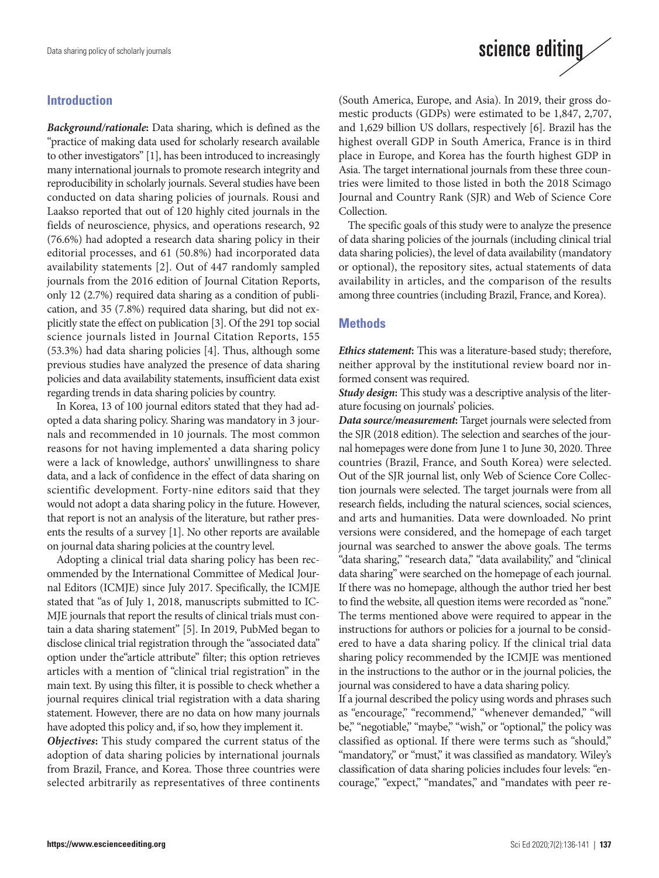## Introduction

***Background/rationale*:** Data sharing, which is defined as the "practice of making data used for scholarly research available to other investigators" [1], has been introduced to increasingly many international journals to promote research integrity and reproducibility in scholarly journals. Several studies have been conducted on data sharing policies of journals. Rousi and Laakso reported that out of 120 highly cited journals in the fields of neuroscience, physics, and operations research, 92 (76.6%) had adopted a research data sharing policy in their editorial processes, and 61 (50.8%) had incorporated data availability statements [2]. Out of 447 randomly sampled journals from the 2016 edition of Journal Citation Reports, only 12 (2.7%) required data sharing as a condition of publication, and 35 (7.8%) required data sharing, but did not explicitly state the effect on publication [3]. Of the 291 top social science journals listed in Journal Citation Reports, 155 (53.3%) had data sharing policies [4]. Thus, although some previous studies have analyzed the presence of data sharing policies and data availability statements, insufficient data exist regarding trends in data sharing policies by country.

In Korea, 13 of 100 journal editors stated that they had adopted a data sharing policy. Sharing was mandatory in 3 journals and recommended in 10 journals. The most common reasons for not having implemented a data sharing policy were a lack of knowledge, authors' unwillingness to share data, and a lack of confidence in the effect of data sharing on scientific development. Forty-nine editors said that they would not adopt a data sharing policy in the future. However, that report is not an analysis of the literature, but rather presents the results of a survey [1]. No other reports are available on journal data sharing policies at the country level.

Adopting a clinical trial data sharing policy has been recommended by the International Committee of Medical Journal Editors (ICMJE) since July 2017. Specifically, the ICMJE stated that "as of July 1, 2018, manuscripts submitted to ICMJE journals that report the results of clinical trials must contain a data sharing statement" [5]. In 2019, PubMed began to disclose clinical trial registration through the "associated data" option under the"article attribute" filter; this option retrieves articles with a mention of "clinical trial registration" in the main text. By using this filter, it is possible to check whether a journal requires clinical trial registration with a data sharing statement. However, there are no data on how many journals have adopted this policy and, if so, how they implement it.

***Objectives*:** This study compared the current status of the adoption of data sharing policies by international journals from Brazil, France, and Korea. Those three countries were selected arbitrarily as representatives of three continents (South America, Europe, and Asia). In 2019, their gross domestic products (GDPs) were estimated to be 1,847, 2,707, and 1,629 billion US dollars, respectively [6]. Brazil has the highest overall GDP in South America, France is in third place in Europe, and Korea has the fourth highest GDP in Asia. The target international journals from these three countries were limited to those listed in both the 2018 Scimago Journal and Country Rank (SJR) and Web of Science Core Collection.

The specific goals of this study were to analyze the presence of data sharing policies of the journals (including clinical trial data sharing policies), the level of data availability (mandatory or optional), the repository sites, actual statements of data availability in articles, and the comparison of the results among three countries (including Brazil, France, and Korea).

## Methods

***Ethics statement*:** This was a literature-based study; therefore, neither approval by the institutional review board nor informed consent was required.

***Study design*:** This study was a descriptive analysis of the literature focusing on journals' policies.

***Data source/measurement*:** Target journals were selected from the SJR (2018 edition). The selection and searches of the journal homepages were done from June 1 to June 30, 2020. Three countries (Brazil, France, and South Korea) were selected. Out of the SJR journal list, only Web of Science Core Collection journals were selected. The target journals were from all research fields, including the natural sciences, social sciences, and arts and humanities. Data were downloaded. No print versions were considered, and the homepage of each target journal was searched to answer the above goals. The terms "data sharing," "research data," "data availability," and "clinical data sharing" were searched on the homepage of each journal. If there was no homepage, although the author tried her best to find the website, all question items were recorded as "none." The terms mentioned above were required to appear in the instructions for authors or policies for a journal to be considered to have a data sharing policy. If the clinical trial data sharing policy recommended by the ICMJE was mentioned in the instructions to the author or in the journal policies, the journal was considered to have a data sharing policy.

If a journal described the policy using words and phrases such as "encourage," "recommend," "whenever demanded," "will be," "negotiable," "maybe," "wish," or "optional," the policy was classified as optional. If there were terms such as "should," "mandatory," or "must," it was classified as mandatory. Wiley's classification of data sharing policies includes four levels: "encourage," "expect," "mandates," and "mandates with peer re-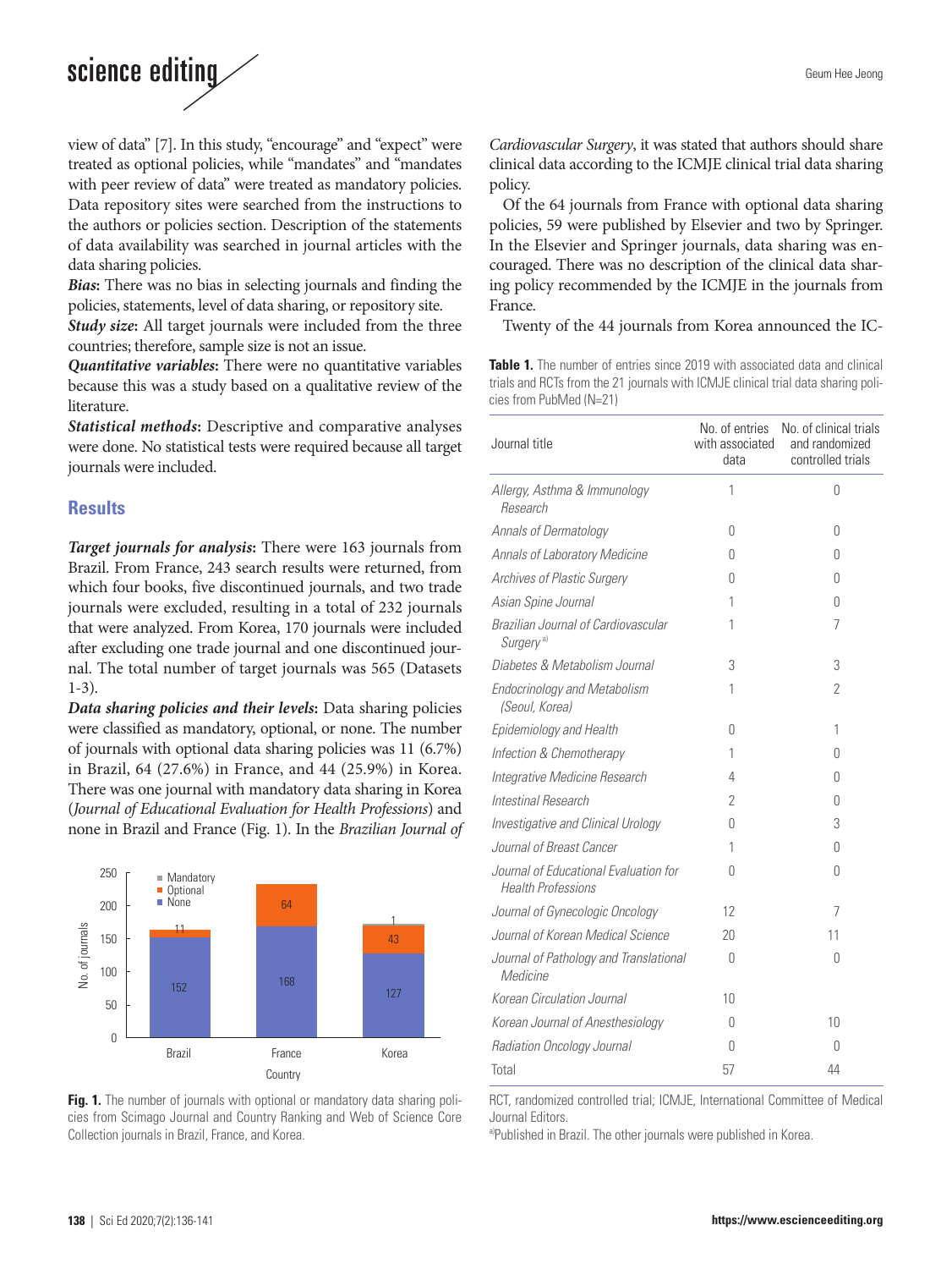view of data" [7]. In this study, "encourage" and "expect" were treated as optional policies, while "mandates" and "mandates with peer review of data" were treated as mandatory policies. Data repository sites were searched from the instructions to the authors or policies section. Description of the statements of data availability was searched in journal articles with the data sharing policies.

***Bias*:** There was no bias in selecting journals and finding the policies, statements, level of data sharing, or repository site.

***Study size*:** All target journals were included from the three countries; therefore, sample size is not an issue.

***Quantitative variables*:** There were no quantitative variables because this was a study based on a qualitative review of the literature.

***Statistical methods*:** Descriptive and comparative analyses were done. No statistical tests were required because all target journals were included.

## Results

***Target journals for analysis*:** There were 163 journals from Brazil. From France, 243 search results were returned, from which four books, five discontinued journals, and two trade journals were excluded, resulting in a total of 232 journals that were analyzed. From Korea, 170 journals were included after excluding one trade journal and one discontinued journal. The total number of target journals was 565 (Datasets 1-3).

***Data sharing policies and their levels*:** Data sharing policies were classified as mandatory, optional, or none. The number of journals with optional data sharing policies was 11 (6.7%) in Brazil, 64 (27.6%) in France, and 44 (25.9%) in Korea. There was one journal with mandatory data sharing in Korea (*Journal of Educational Evaluation for Health Professions*) and none in Brazil and France (Fig. 1). In the *Brazilian Journal of Cardiovascular Surgery*, it was stated that authors should share clinical data according to the ICMJE clinical trial data sharing policy.

| Country | None | Optional | Mandatory |
|---|---|---|---|
| Brazil | 152 | 11 | |
| France | 168 | 64 | |
| Korea | 127 | 43 | 1 |

**Fig. 1.** The number of journals with optional or mandatory data sharing policies from Scimago Journal and Country Ranking and Web of Science Core Collection journals in Brazil, France, and Korea.

Of the 64 journals from France with optional data sharing policies, 59 were published by Elsevier and two by Springer. In the Elsevier and Springer journals, data sharing was encouraged. There was no description of the clinical data sharing policy recommended by the ICMJE in the journals from France.

Twenty of the 44 journals from Korea announced the IC-

**Table 1.** The number of entries since 2019 with associated data and clinical trials and RCTs from the 21 journals with ICMJE clinical trial data sharing policies from PubMed (N=21)

| Journal title | No. of entries with associated data | No. of clinical trials and randomized controlled trials |
|---|---|---|
| *Allergy, Asthma & Immunology Research* | 1 | 0 |
| *Annals of Dermatology* | 0 | 0 |
| *Annals of Laboratory Medicine* | 0 | 0 |
| *Archives of Plastic Surgery* | 0 | 0 |
| *Asian Spine Journal* | 1 | 0 |
| *Brazilian Journal of Cardiovascular Surgery* [a] | 1 | 7 |
| *Diabetes & Metabolism Journal* | 3 | 3 |
| *Endocrinology and Metabolism (Seoul, Korea)* | 1 | 2 |
| *Epidemiology and Health* | 0 | 1 |
| *Infection & Chemotherapy* | 1 | 0 |
| *Integrative Medicine Research* | 4 | 0 |
| *Intestinal Research* | 2 | 0 |
| *Investigative and Clinical Urology* | 0 | 3 |
| *Journal of Breast Cancer* | 1 | 0 |
| *Journal of Educational Evaluation for Health Professions* | 0 | 0 |
| *Journal of Gynecologic Oncology* | 12 | 7 |
| *Journal of Korean Medical Science* | 20 | 11 |
| *Journal of Pathology and Translational Medicine* | 0 | 0 |
| *Korean Circulation Journal* | 10 | |
| *Korean Journal of Anesthesiology* | 0 | 10 |
| *Radiation Oncology Journal* | 0 | 0 |
| Total | 57 | 44 |

RCT, randomized controlled trial; ICMJE, International Committee of Medical Journal Editors.

[a]Published in Brazil. The other journals were published in Korea.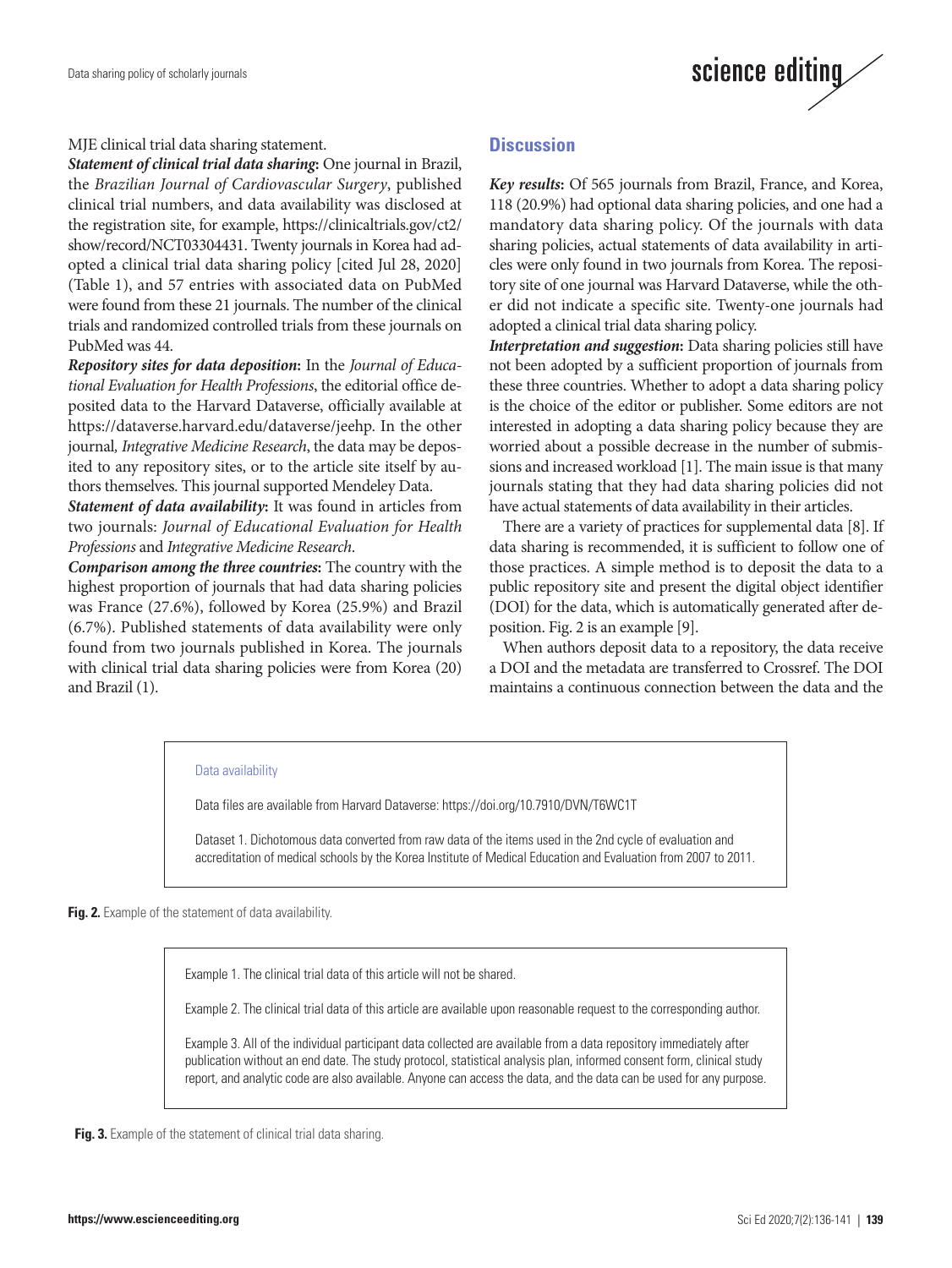MJE clinical trial data sharing statement.

***Statement of clinical trial data sharing*:** One journal in Brazil, the *Brazilian Journal of Cardiovascular Surgery*, published clinical trial numbers, and data availability was disclosed at the registration site, for example, https://clinicaltrials.gov/ct2/show/record/NCT03304431. Twenty journals in Korea had adopted a clinical trial data sharing policy [cited Jul 28, 2020] (Table 1), and 57 entries with associated data on PubMed were found from these 21 journals. The number of the clinical trials and randomized controlled trials from these journals on PubMed was 44.

***Repository sites for data deposition*:** In the *Journal of Educational Evaluation for Health Professions*, the editorial office deposited data to the Harvard Dataverse, officially available at https://dataverse.harvard.edu/dataverse/jeehp. In the other journal, *Integrative Medicine Research*, the data may be deposited to any repository sites, or to the article site itself by authors themselves. This journal supported Mendeley Data.

***Statement of data availability*:** It was found in articles from two journals: *Journal of Educational Evaluation for Health Professions* and *Integrative Medicine Research*.

***Comparison among the three countries*:** The country with the highest proportion of journals that had data sharing policies was France (27.6%), followed by Korea (25.9%) and Brazil (6.7%). Published statements of data availability were only found from two journals published in Korea. The journals with clinical trial data sharing policies were from Korea (20) and Brazil (1).

## Discussion

***Key results*:** Of 565 journals from Brazil, France, and Korea, 118 (20.9%) had optional data sharing policies, and one had a mandatory data sharing policy. Of the journals with data sharing policies, actual statements of data availability in articles were only found in two journals from Korea. The repository site of one journal was Harvard Dataverse, while the other did not indicate a specific site. Twenty-one journals had adopted a clinical trial data sharing policy.

***Interpretation and suggestion*:** Data sharing policies still have not been adopted by a sufficient proportion of journals from these three countries. Whether to adopt a data sharing policy is the choice of the editor or publisher. Some editors are not interested in adopting a data sharing policy because they are worried about a possible decrease in the number of submissions and increased workload [1]. The main issue is that many journals stating that they had data sharing policies did not have actual statements of data availability in their articles.

There are a variety of practices for supplemental data [8]. If data sharing is recommended, it is sufficient to follow one of those practices. A simple method is to deposit the data to a public repository site and present the digital object identifier (DOI) for the data, which is automatically generated after deposition. Fig. 2 is an example [9].

When authors deposit data to a repository, the data receive a DOI and the metadata are transferred to Crossref. The DOI maintains a continuous connection between the data and the

> Data availability
>
> Data files are available from Harvard Dataverse: https://doi.org/10.7910/DVN/T6WC1T
>
> Dataset 1. Dichotomous data converted from raw data of the items used in the 2nd cycle of evaluation and accreditation of medical schools by the Korea Institute of Medical Education and Evaluation from 2007 to 2011.

**Fig. 2.** Example of the statement of data availability.

> Example 1. The clinical trial data of this article will not be shared.
>
> Example 2. The clinical trial data of this article are available upon reasonable request to the corresponding author.
>
> Example 3. All of the individual participant data collected are available from a data repository immediately after publication without an end date. The study protocol, statistical analysis plan, informed consent form, clinical study report, and analytic code are also available. Anyone can access the data, and the data can be used for any purpose.

**Fig. 3.** Example of the statement of clinical trial data sharing.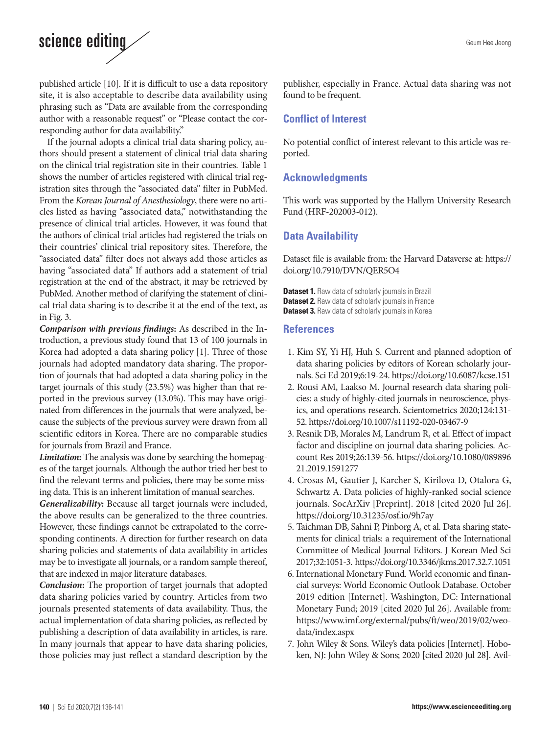published article [10]. If it is difficult to use a data repository site, it is also acceptable to describe data availability using phrasing such as "Data are available from the corresponding author with a reasonable request" or "Please contact the corresponding author for data availability."

If the journal adopts a clinical trial data sharing policy, authors should present a statement of clinical trial data sharing on the clinical trial registration site in their countries. Table 1 shows the number of articles registered with clinical trial registration sites through the "associated data" filter in PubMed. From the *Korean Journal of Anesthesiology*, there were no articles listed as having "associated data," notwithstanding the presence of clinical trial articles. However, it was found that the authors of clinical trial articles had registered the trials on their countries' clinical trial repository sites. Therefore, the "associated data" filter does not always add those articles as having "associated data" If authors add a statement of trial registration at the end of the abstract, it may be retrieved by PubMed. Another method of clarifying the statement of clinical trial data sharing is to describe it at the end of the text, as in Fig. 3.

***Comparison with previous findings*:** As described in the Introduction, a previous study found that 13 of 100 journals in Korea had adopted a data sharing policy [1]. Three of those journals had adopted mandatory data sharing. The proportion of journals that had adopted a data sharing policy in the target journals of this study (23.5%) was higher than that reported in the previous survey (13.0%). This may have originated from differences in the journals that were analyzed, because the subjects of the previous survey were drawn from all scientific editors in Korea. There are no comparable studies for journals from Brazil and France.

***Limitation*:** The analysis was done by searching the homepages of the target journals. Although the author tried her best to find the relevant terms and policies, there may be some missing data. This is an inherent limitation of manual searches.

***Generalizability*:** Because all target journals were included, the above results can be generalized to the three countries. However, these findings cannot be extrapolated to the corresponding continents. A direction for further research on data sharing policies and statements of data availability in articles may be to investigate all journals, or a random sample thereof, that are indexed in major literature databases.

***Conclusion*:** The proportion of target journals that adopted data sharing policies varied by country. Articles from two journals presented statements of data availability. Thus, the actual implementation of data sharing policies, as reflected by publishing a description of data availability in articles, is rare. In many journals that appear to have data sharing policies, those policies may just reflect a standard description by the publisher, especially in France. Actual data sharing was not found to be frequent.

## Conflict of Interest

No potential conflict of interest relevant to this article was reported.

## Acknowledgments

This work was supported by the Hallym University Research Fund (HRF-202003-012).

## Data Availability

Dataset file is available from: the Harvard Dataverse at: https://doi.org/10.7910/DVN/QER5O4

**Dataset 1.** Raw data of scholarly journals in Brazil
**Dataset 2.** Raw data of scholarly journals in France
**Dataset 3.** Raw data of scholarly journals in Korea

## References

1. Kim SY, Yi HJ, Huh S. Current and planned adoption of data sharing policies by editors of Korean scholarly journals. Sci Ed 2019;6:19-24. https://doi.org/10.6087/kcse.151
2. Rousi AM, Laakso M. Journal research data sharing policies: a study of highly-cited journals in neuroscience, physics, and operations research. Scientometrics 2020;124:131-52. https://doi.org/10.1007/s11192-020-03467-9
3. Resnik DB, Morales M, Landrum R, et al. Effect of impact factor and discipline on journal data sharing policies. Account Res 2019;26:139-56. https://doi.org/10.1080/08989621.2019.1591277
4. Crosas M, Gautier J, Karcher S, Kirilova D, Otalora G, Schwartz A. Data policies of highly-ranked social science journals. SocArXiv [Preprint]. 2018 [cited 2020 Jul 26]. https://doi.org/10.31235/osf.io/9h7ay
5. Taichman DB, Sahni P, Pinborg A, et al. Data sharing statements for clinical trials: a requirement of the International Committee of Medical Journal Editors. J Korean Med Sci 2017;32:1051-3. https://doi.org/10.3346/jkms.2017.32.7.1051
6. International Monetary Fund. World economic and financial surveys: World Economic Outlook Database. October 2019 edition [Internet]. Washington, DC: International Monetary Fund; 2019 [cited 2020 Jul 26]. Available from: https://www.imf.org/external/pubs/ft/weo/2019/02/weodata/index.aspx
7. John Wiley & Sons. Wiley's data policies [Internet]. Hoboken, NJ: John Wiley & Sons; 2020 [cited 2020 Jul 28]. Avil-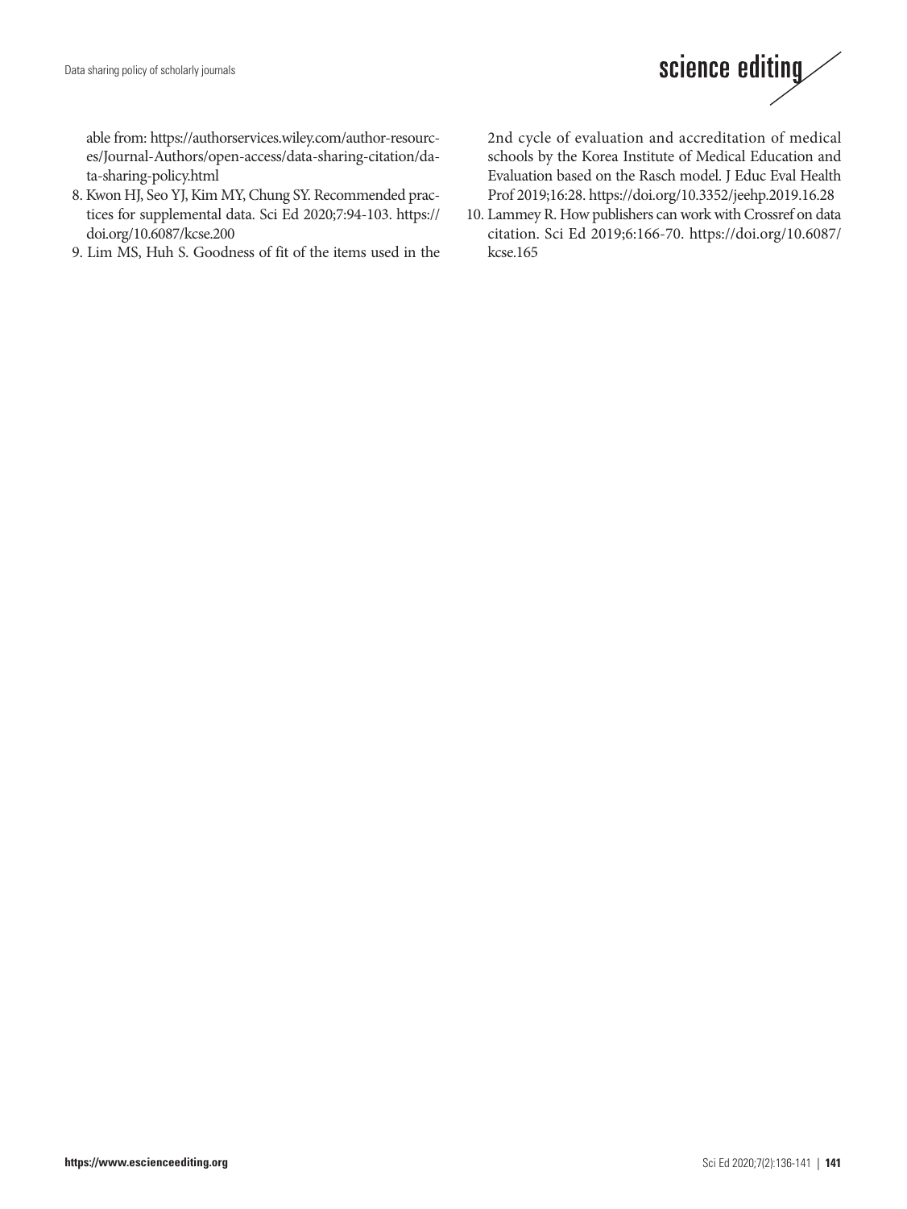able from: https://authorservices.wiley.com/author-resources/Journal-Authors/open-access/data-sharing-citation/data-sharing-policy.html

8. Kwon HJ, Seo YJ, Kim MY, Chung SY. Recommended practices for supplemental data. Sci Ed 2020;7:94-103. https://doi.org/10.6087/kcse.200
9. Lim MS, Huh S. Goodness of fit of the items used in the 2nd cycle of evaluation and accreditation of medical schools by the Korea Institute of Medical Education and Evaluation based on the Rasch model. J Educ Eval Health Prof 2019;16:28. https://doi.org/10.3352/jeehp.2019.16.28
10. Lammey R. How publishers can work with Crossref on data citation. Sci Ed 2019;6:166-70. https://doi.org/10.6087/kcse.165